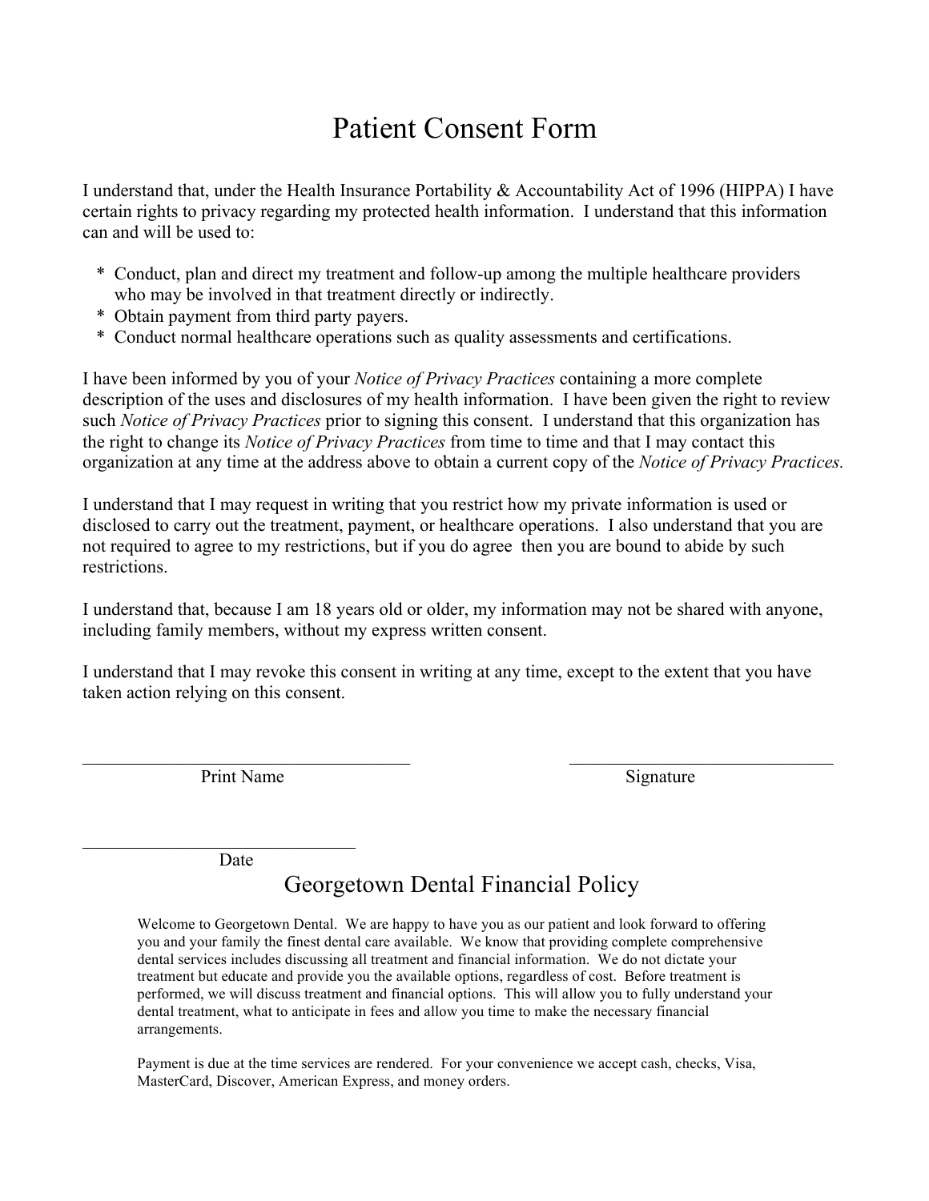# Patient Consent Form

I understand that, under the Health Insurance Portability & Accountability Act of 1996 (HIPPA) I have certain rights to privacy regarding my protected health information. I understand that this information can and will be used to:

* Conduct, plan and direct my treatment and follow-up among the multiple healthcare providers who may be involved in that treatment directly or indirectly.
* Obtain payment from third party payers.
* Conduct normal healthcare operations such as quality assessments and certifications.

I have been informed by you of your *Notice of Privacy Practices* containing a more complete description of the uses and disclosures of my health information. I have been given the right to review such *Notice of Privacy Practices* prior to signing this consent. I understand that this organization has the right to change its *Notice of Privacy Practices* from time to time and that I may contact this organization at any time at the address above to obtain a current copy of the *Notice of Privacy Practices.*

I understand that I may request in writing that you restrict how my private information is used or disclosed to carry out the treatment, payment, or healthcare operations. I also understand that you are not required to agree to my restrictions, but if you do agree then you are bound to abide by such restrictions.

I understand that, because I am 18 years old or older, my information may not be shared with anyone, including family members, without my express written consent.

I understand that I may revoke this consent in writing at any time, except to the extent that you have taken action relying on this consent.

\_\_\_\_\_\_\_\_\_\_\_\_\_\_\_\_\_\_\_\_\_\_\_\_\_\_\_\_\_\_\_\_\_\_\_\_ Print Name

\_\_\_\_\_\_\_\_\_\_\_\_\_\_\_\_\_\_\_\_\_\_\_\_\_\_\_\_\_\_ Signature

\_\_\_\_\_\_\_\_\_\_\_\_\_\_\_\_\_\_\_\_\_\_\_\_\_\_\_\_\_\_ Date

## Georgetown Dental Financial Policy

Welcome to Georgetown Dental. We are happy to have you as our patient and look forward to offering you and your family the finest dental care available. We know that providing complete comprehensive dental services includes discussing all treatment and financial information. We do not dictate your treatment but educate and provide you the available options, regardless of cost. Before treatment is performed, we will discuss treatment and financial options. This will allow you to fully understand your dental treatment, what to anticipate in fees and allow you time to make the necessary financial arrangements.

Payment is due at the time services are rendered. For your convenience we accept cash, checks, Visa, MasterCard, Discover, American Express, and money orders.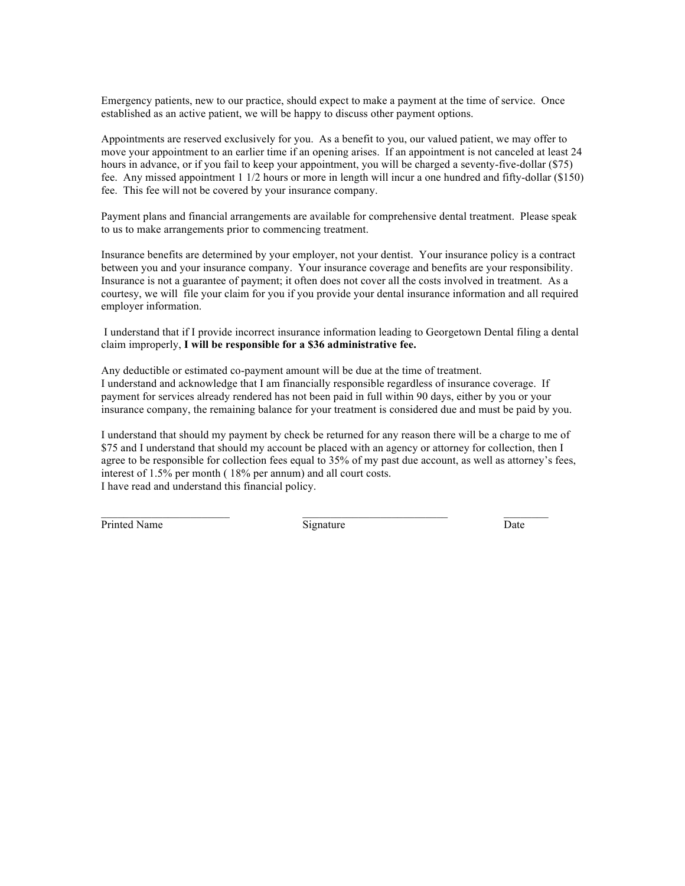Emergency patients, new to our practice, should expect to make a payment at the time of service. Once established as an active patient, we will be happy to discuss other payment options.

Appointments are reserved exclusively for you. As a benefit to you, our valued patient, we may offer to move your appointment to an earlier time if an opening arises. If an appointment is not canceled at least 24 hours in advance, or if you fail to keep your appointment, you will be charged a seventy-five-dollar ($75) fee. Any missed appointment 1 1/2 hours or more in length will incur a one hundred and fifty-dollar ($150) fee. This fee will not be covered by your insurance company.

Payment plans and financial arrangements are available for comprehensive dental treatment. Please speak to us to make arrangements prior to commencing treatment.

Insurance benefits are determined by your employer, not your dentist. Your insurance policy is a contract between you and your insurance company. Your insurance coverage and benefits are your responsibility. Insurance is not a guarantee of payment; it often does not cover all the costs involved in treatment. As a courtesy, we will file your claim for you if you provide your dental insurance information and all required employer information.

I understand that if I provide incorrect insurance information leading to Georgetown Dental filing a dental claim improperly, **I will be responsible for a $36 administrative fee.**

Any deductible or estimated co-payment amount will be due at the time of treatment.
I understand and acknowledge that I am financially responsible regardless of insurance coverage. If payment for services already rendered has not been paid in full within 90 days, either by you or your insurance company, the remaining balance for your treatment is considered due and must be paid by you.

I understand that should my payment by check be returned for any reason there will be a charge to me of $75 and I understand that should my account be placed with an agency or attorney for collection, then I agree to be responsible for collection fees equal to 35% of my past due account, as well as attorney's fees, interest of 1.5% per month ( 18% per annum) and all court costs.
I have read and understand this financial policy.

_______________________ _______________________ ________

Printed Name Signature Date